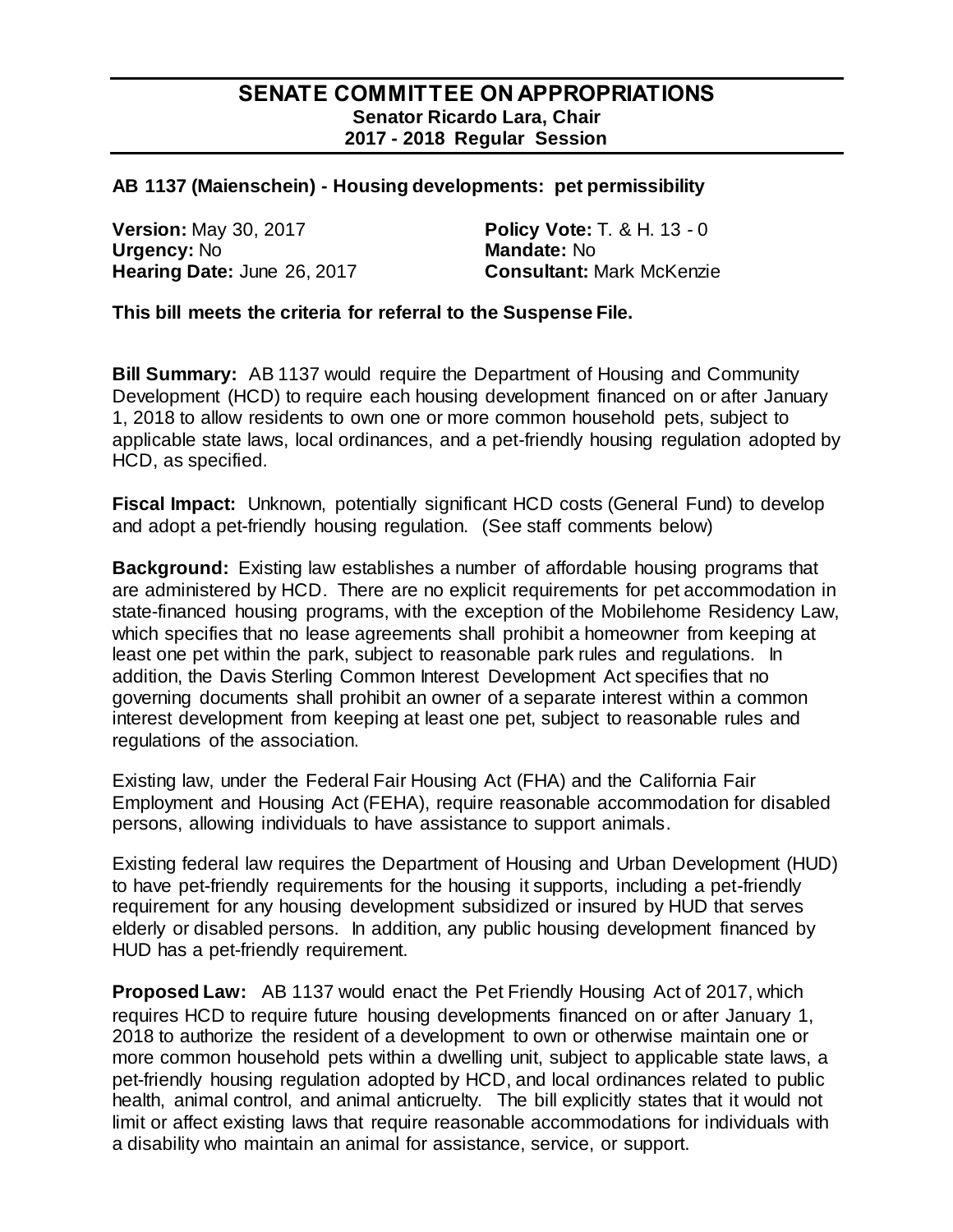# SENATE COMMITTEE ON APPROPRIATIONS

**Senator Ricardo Lara, Chair**
**2017 - 2018 Regular Session**

---

**AB 1137 (Maienschein) - Housing developments: pet permissibility**

**Version:** May 30, 2017
**Urgency:** No
**Hearing Date:** June 26, 2017

**Policy Vote:** T. & H. 13 - 0
**Mandate:** No
**Consultant:** Mark McKenzie

**This bill meets the criteria for referral to the Suspense File.**

**Bill Summary:** AB 1137 would require the Department of Housing and Community Development (HCD) to require each housing development financed on or after January 1, 2018 to allow residents to own one or more common household pets, subject to applicable state laws, local ordinances, and a pet-friendly housing regulation adopted by HCD, as specified.

**Fiscal Impact:** Unknown, potentially significant HCD costs (General Fund) to develop and adopt a pet-friendly housing regulation. (See staff comments below)

**Background:** Existing law establishes a number of affordable housing programs that are administered by HCD. There are no explicit requirements for pet accommodation in state-financed housing programs, with the exception of the Mobilehome Residency Law, which specifies that no lease agreements shall prohibit a homeowner from keeping at least one pet within the park, subject to reasonable park rules and regulations. In addition, the Davis Sterling Common Interest Development Act specifies that no governing documents shall prohibit an owner of a separate interest within a common interest development from keeping at least one pet, subject to reasonable rules and regulations of the association.

Existing law, under the Federal Fair Housing Act (FHA) and the California Fair Employment and Housing Act (FEHA), require reasonable accommodation for disabled persons, allowing individuals to have assistance to support animals.

Existing federal law requires the Department of Housing and Urban Development (HUD) to have pet-friendly requirements for the housing it supports, including a pet-friendly requirement for any housing development subsidized or insured by HUD that serves elderly or disabled persons. In addition, any public housing development financed by HUD has a pet-friendly requirement.

**Proposed Law:** AB 1137 would enact the Pet Friendly Housing Act of 2017, which requires HCD to require future housing developments financed on or after January 1, 2018 to authorize the resident of a development to own or otherwise maintain one or more common household pets within a dwelling unit, subject to applicable state laws, a pet-friendly housing regulation adopted by HCD, and local ordinances related to public health, animal control, and animal anticruelty. The bill explicitly states that it would not limit or affect existing laws that require reasonable accommodations for individuals with a disability who maintain an animal for assistance, service, or support.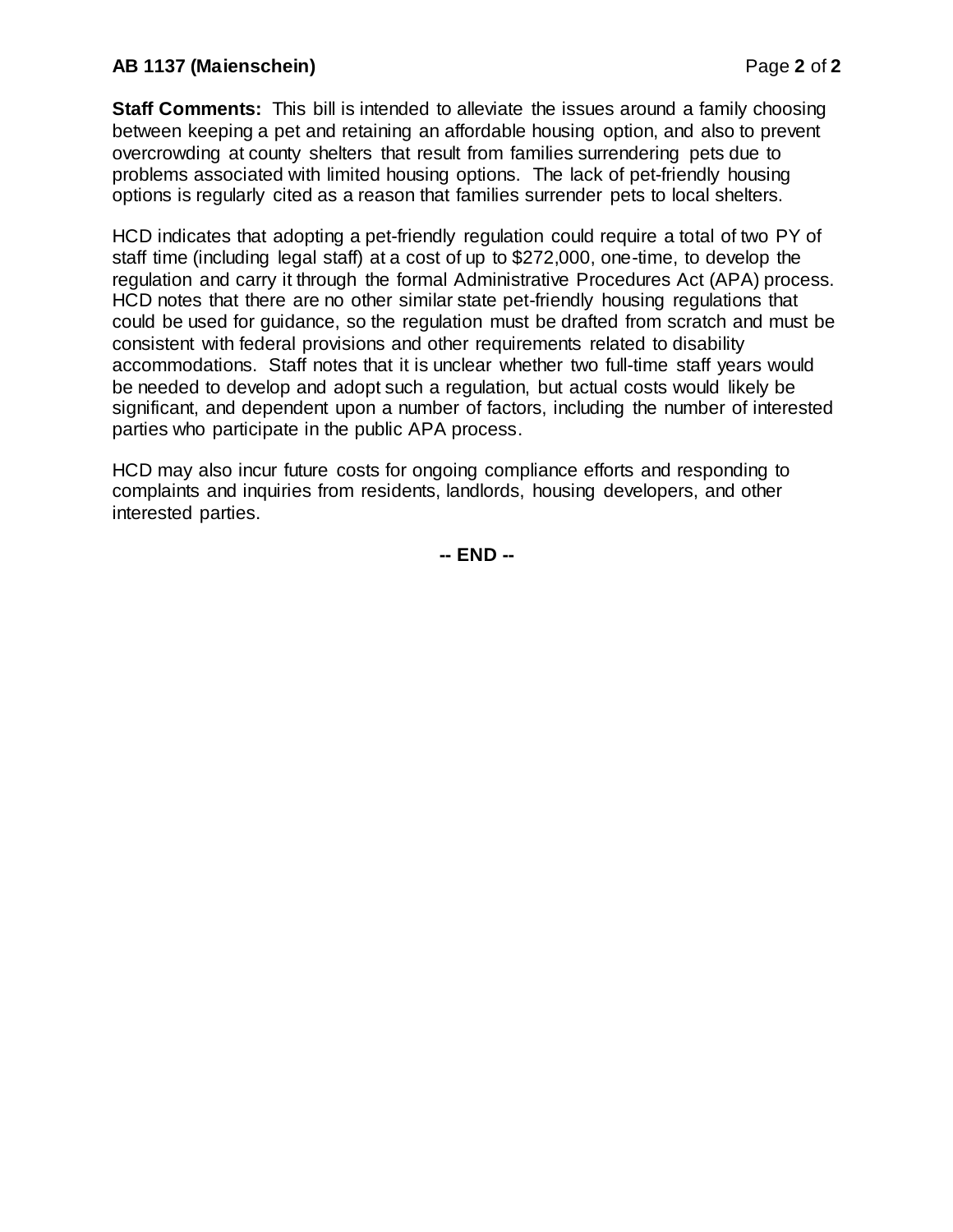**Staff Comments:** This bill is intended to alleviate the issues around a family choosing between keeping a pet and retaining an affordable housing option, and also to prevent overcrowding at county shelters that result from families surrendering pets due to problems associated with limited housing options. The lack of pet-friendly housing options is regularly cited as a reason that families surrender pets to local shelters.

HCD indicates that adopting a pet-friendly regulation could require a total of two PY of staff time (including legal staff) at a cost of up to $272,000, one-time, to develop the regulation and carry it through the formal Administrative Procedures Act (APA) process. HCD notes that there are no other similar state pet-friendly housing regulations that could be used for guidance, so the regulation must be drafted from scratch and must be consistent with federal provisions and other requirements related to disability accommodations. Staff notes that it is unclear whether two full-time staff years would be needed to develop and adopt such a regulation, but actual costs would likely be significant, and dependent upon a number of factors, including the number of interested parties who participate in the public APA process.

HCD may also incur future costs for ongoing compliance efforts and responding to complaints and inquiries from residents, landlords, housing developers, and other interested parties.

**-- END --**